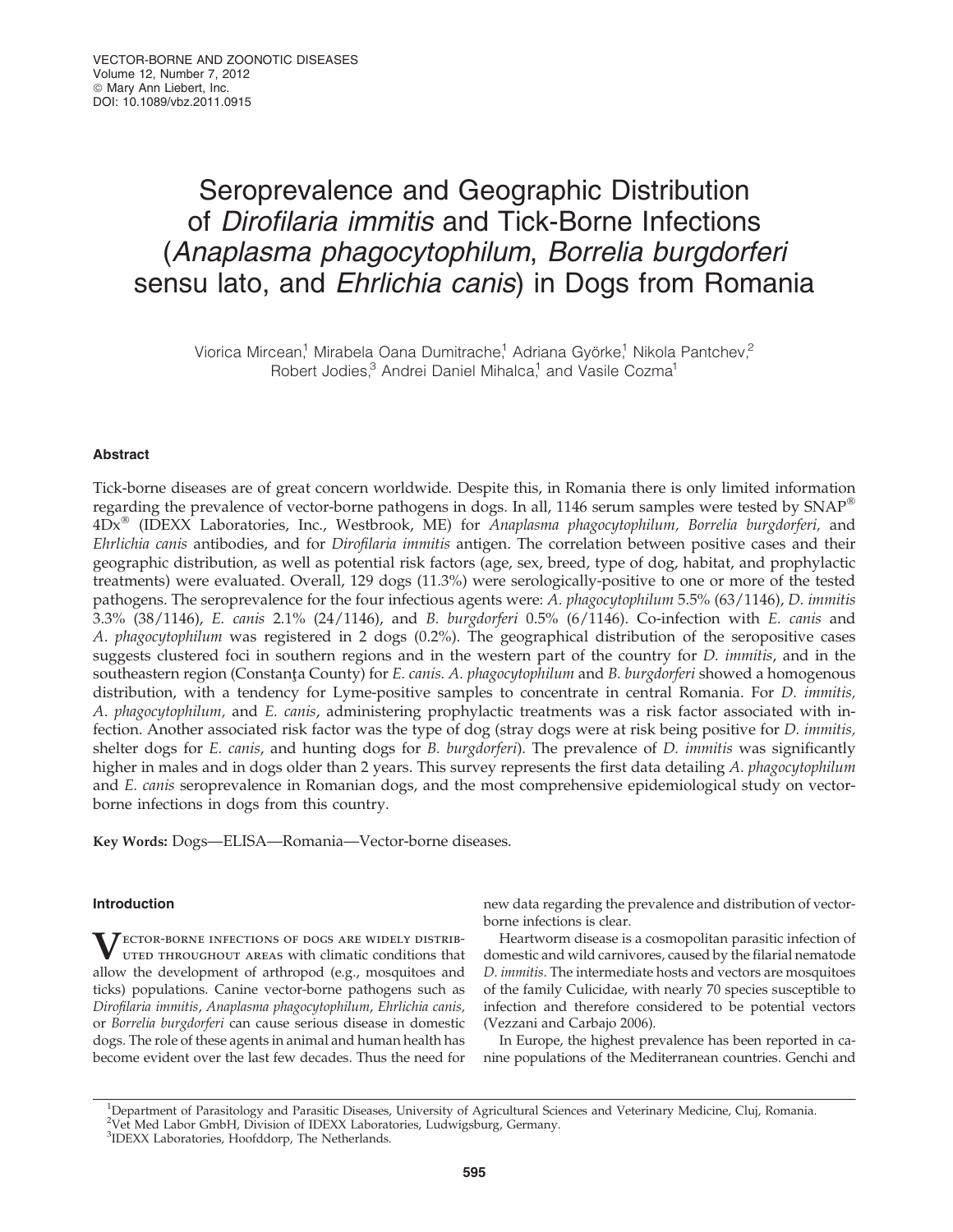# Seroprevalence and Geographic Distribution of *Dirofilaria immitis* and Tick-Borne Infections (*Anaplasma phagocytophilum*, *Borrelia burgdorferi* sensu lato, and *Ehrlichia canis*) in Dogs from Romania

Viorica Mircean,[1] Mirabela Oana Dumitrache,[1] Adriana Györke,[1] Nikola Pantchev,[2] Robert Jodies,[3] Andrei Daniel Mihalca,[1] and Vasile Cozma[1]

## Abstract

Tick-borne diseases are of great concern worldwide. Despite this, in Romania there is only limited information regarding the prevalence of vector-borne pathogens in dogs. In all, 1146 serum samples were tested by SNAP® 4Dx® (IDEXX Laboratories, Inc., Westbrook, ME) for *Anaplasma phagocytophilum, Borrelia burgdorferi,* and *Ehrlichia canis* antibodies, and for *Dirofilaria immitis* antigen. The correlation between positive cases and their geographic distribution, as well as potential risk factors (age, sex, breed, type of dog, habitat, and prophylactic treatments) were evaluated. Overall, 129 dogs (11.3%) were serologically-positive to one or more of the tested pathogens. The seroprevalence for the four infectious agents were: *A. phagocytophilum* 5.5% (63/1146), *D. immitis* 3.3% (38/1146), *E. canis* 2.1% (24/1146), and *B. burgdorferi* 0.5% (6/1146). Co-infection with *E. canis* and *A. phagocytophilum* was registered in 2 dogs (0.2%). The geographical distribution of the seropositive cases suggests clustered foci in southern regions and in the western part of the country for *D. immitis*, and in the southeastern region (Constanţa County) for *E. canis. A. phagocytophilum* and *B. burgdorferi* showed a homogenous distribution, with a tendency for Lyme-positive samples to concentrate in central Romania. For *D. immitis, A. phagocytophilum,* and *E. canis*, administering prophylactic treatments was a risk factor associated with infection. Another associated risk factor was the type of dog (stray dogs were at risk being positive for *D. immitis*, shelter dogs for *E. canis*, and hunting dogs for *B. burgdorferi*). The prevalence of *D. immitis* was significantly higher in males and in dogs older than 2 years. This survey represents the first data detailing *A. phagocytophilum* and *E. canis* seroprevalence in Romanian dogs, and the most comprehensive epidemiological study on vector-borne infections in dogs from this country.

**Key Words:** Dogs—ELISA—Romania—Vector-borne diseases.

## Introduction

Vector-borne infections of dogs are widely distributed throughout areas with climatic conditions that allow the development of arthropod (e.g., mosquitoes and ticks) populations. Canine vector-borne pathogens such as *Dirofilaria immitis*, *Anaplasma phagocytophilum*, *Ehrlichia canis,* or *Borrelia burgdorferi* can cause serious disease in domestic dogs. The role of these agents in animal and human health has become evident over the last few decades. Thus the need for new data regarding the prevalence and distribution of vector-borne infections is clear.

Heartworm disease is a cosmopolitan parasitic infection of domestic and wild carnivores, caused by the filarial nematode *D. immitis.* The intermediate hosts and vectors are mosquitoes of the family Culicidae, with nearly 70 species susceptible to infection and therefore considered to be potential vectors (Vezzani and Carbajo 2006).

In Europe, the highest prevalence has been reported in canine populations of the Mediterranean countries. Genchi and

[1]Department of Parasitology and Parasitic Diseases, University of Agricultural Sciences and Veterinary Medicine, Cluj, Romania.
[2]Vet Med Labor GmbH, Division of IDEXX Laboratories, Ludwigsburg, Germany.
[3]IDEXX Laboratories, Hoofddorp, The Netherlands.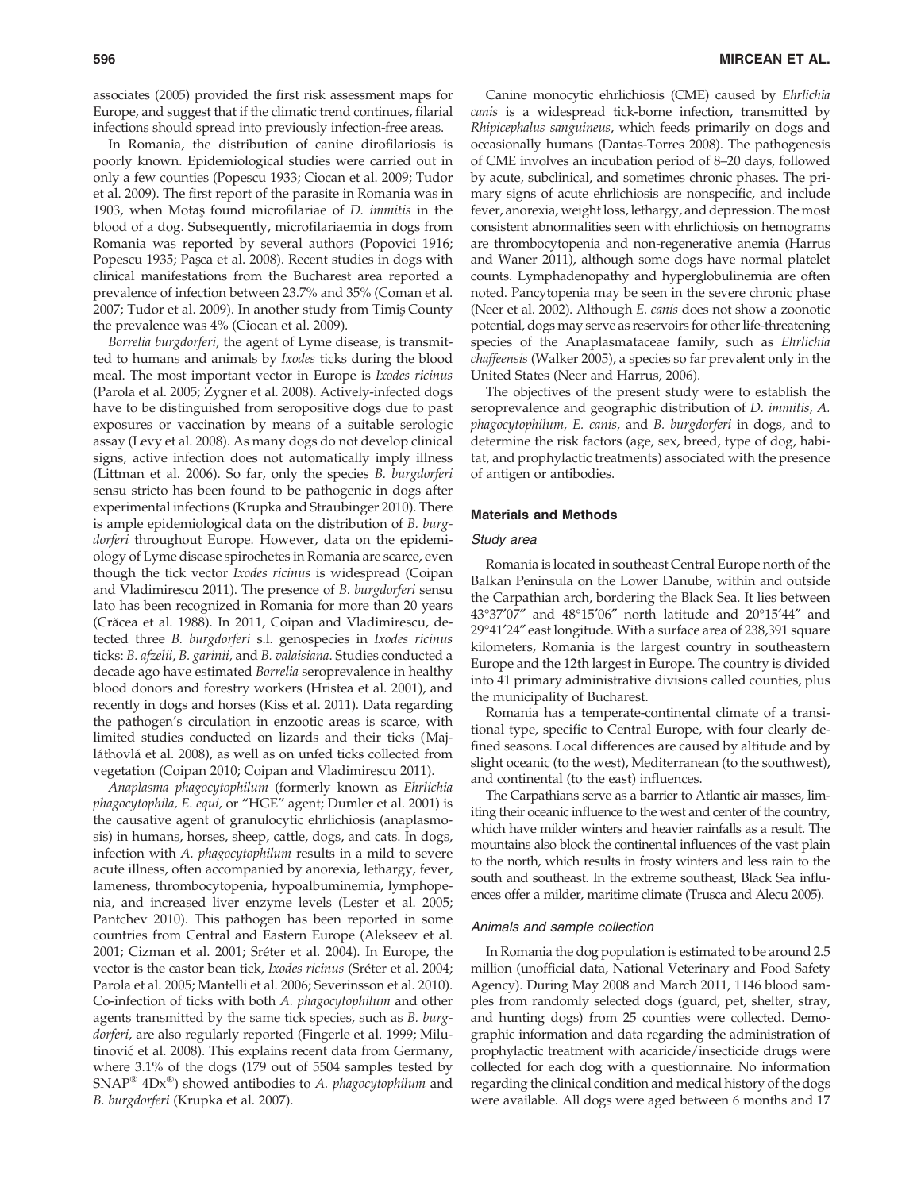associates (2005) provided the first risk assessment maps for Europe, and suggest that if the climatic trend continues, filarial infections should spread into previously infection-free areas.

In Romania, the distribution of canine dirofilariosis is poorly known. Epidemiological studies were carried out in only a few counties (Popescu 1933; Ciocan et al. 2009; Tudor et al. 2009). The first report of the parasite in Romania was in 1903, when Motaş found microfilariae of *D. immitis* in the blood of a dog. Subsequently, microfilariaemia in dogs from Romania was reported by several authors (Popovici 1916; Popescu 1935; Paşca et al. 2008). Recent studies in dogs with clinical manifestations from the Bucharest area reported a prevalence of infection between 23.7% and 35% (Coman et al. 2007; Tudor et al. 2009). In another study from Timiş County the prevalence was 4% (Ciocan et al. 2009).

*Borrelia burgdorferi*, the agent of Lyme disease, is transmitted to humans and animals by *Ixodes* ticks during the blood meal. The most important vector in Europe is *Ixodes ricinus* (Parola et al. 2005; Zygner et al. 2008). Actively-infected dogs have to be distinguished from seropositive dogs due to past exposures or vaccination by means of a suitable serologic assay (Levy et al. 2008). As many dogs do not develop clinical signs, active infection does not automatically imply illness (Littman et al. 2006). So far, only the species *B. burgdorferi* sensu stricto has been found to be pathogenic in dogs after experimental infections (Krupka and Straubinger 2010). There is ample epidemiological data on the distribution of *B. burgdorferi* throughout Europe. However, data on the epidemiology of Lyme disease spirochetes in Romania are scarce, even though the tick vector *Ixodes ricinus* is widespread (Coipan and Vladimirescu 2011). The presence of *B. burgdorferi* sensu lato has been recognized in Romania for more than 20 years (Crăcea et al. 1988). In 2011, Coipan and Vladimirescu, detected three *B. burgdorferi* s.l. genospecies in *Ixodes ricinus* ticks: *B. afzelii*, *B. garinii*, and *B. valaisiana*. Studies conducted a decade ago have estimated *Borrelia* seroprevalence in healthy blood donors and forestry workers (Hristea et al. 2001), and recently in dogs and horses (Kiss et al. 2011). Data regarding the pathogen's circulation in enzootic areas is scarce, with limited studies conducted on lizards and their ticks (Majláthovlá et al. 2008), as well as on unfed ticks collected from vegetation (Coipan 2010; Coipan and Vladimirescu 2011).

*Anaplasma phagocytophilum* (formerly known as *Ehrlichia phagocytophila*, *E. equi*, or "HGE" agent; Dumler et al. 2001) is the causative agent of granulocytic ehrlichiosis (anaplasmosis) in humans, horses, sheep, cattle, dogs, and cats. In dogs, infection with *A. phagocytophilum* results in a mild to severe acute illness, often accompanied by anorexia, lethargy, fever, lameness, thrombocytopenia, hypoalbuminemia, lymphopenia, and increased liver enzyme levels (Lester et al. 2005; Pantchev 2010). This pathogen has been reported in some countries from Central and Eastern Europe (Alekseev et al. 2001; Cizman et al. 2001; Sréter et al. 2004). In Europe, the vector is the castor bean tick, *Ixodes ricinus* (Sréter et al. 2004; Parola et al. 2005; Mantelli et al. 2006; Severinsson et al. 2010). Co-infection of ticks with both *A. phagocytophilum* and other agents transmitted by the same tick species, such as *B. burgdorferi*, are also regularly reported (Fingerle et al. 1999; Milutinović et al. 2008). This explains recent data from Germany, where 3.1% of the dogs (179 out of 5504 samples tested by SNAP® 4Dx®) showed antibodies to *A. phagocytophilum* and *B. burgdorferi* (Krupka et al. 2007).

Canine monocytic ehrlichiosis (CME) caused by *Ehrlichia canis* is a widespread tick-borne infection, transmitted by *Rhipicephalus sanguineus*, which feeds primarily on dogs and occasionally humans (Dantas-Torres 2008). The pathogenesis of CME involves an incubation period of 8–20 days, followed by acute, subclinical, and sometimes chronic phases. The primary signs of acute ehrlichiosis are nonspecific, and include fever, anorexia, weight loss, lethargy, and depression. The most consistent abnormalities seen with ehrlichiosis on hemograms are thrombocytopenia and non-regenerative anemia (Harrus and Waner 2011), although some dogs have normal platelet counts. Lymphadenopathy and hyperglobulinemia are often noted. Pancytopenia may be seen in the severe chronic phase (Neer et al. 2002). Although *E. canis* does not show a zoonotic potential, dogs may serve as reservoirs for other life-threatening species of the Anaplasmataceae family, such as *Ehrlichia chaffeensis* (Walker 2005), a species so far prevalent only in the United States (Neer and Harrus, 2006).

The objectives of the present study were to establish the seroprevalence and geographic distribution of *D. immitis*, *A. phagocytophilum*, *E. canis*, and *B. burgdorferi* in dogs, and to determine the risk factors (age, sex, breed, type of dog, habitat, and prophylactic treatments) associated with the presence of antigen or antibodies.

## Materials and Methods

### Study area

Romania is located in southeast Central Europe north of the Balkan Peninsula on the Lower Danube, within and outside the Carpathian arch, bordering the Black Sea. It lies between 43°37′07″ and 48°15′06″ north latitude and 20°15′44″ and 29°41′24″ east longitude. With a surface area of 238,391 square kilometers, Romania is the largest country in southeastern Europe and the 12th largest in Europe. The country is divided into 41 primary administrative divisions called counties, plus the municipality of Bucharest.

Romania has a temperate-continental climate of a transitional type, specific to Central Europe, with four clearly defined seasons. Local differences are caused by altitude and by slight oceanic (to the west), Mediterranean (to the southwest), and continental (to the east) influences.

The Carpathians serve as a barrier to Atlantic air masses, limiting their oceanic influence to the west and center of the country, which have milder winters and heavier rainfalls as a result. The mountains also block the continental influences of the vast plain to the north, which results in frosty winters and less rain to the south and southeast. In the extreme southeast, Black Sea influences offer a milder, maritime climate (Trusca and Alecu 2005).

### Animals and sample collection

In Romania the dog population is estimated to be around 2.5 million (unofficial data, National Veterinary and Food Safety Agency). During May 2008 and March 2011, 1146 blood samples from randomly selected dogs (guard, pet, shelter, stray, and hunting dogs) from 25 counties were collected. Demographic information and data regarding the administration of prophylactic treatment with acaricide/insecticide drugs were collected for each dog with a questionnaire. No information regarding the clinical condition and medical history of the dogs were available. All dogs were aged between 6 months and 17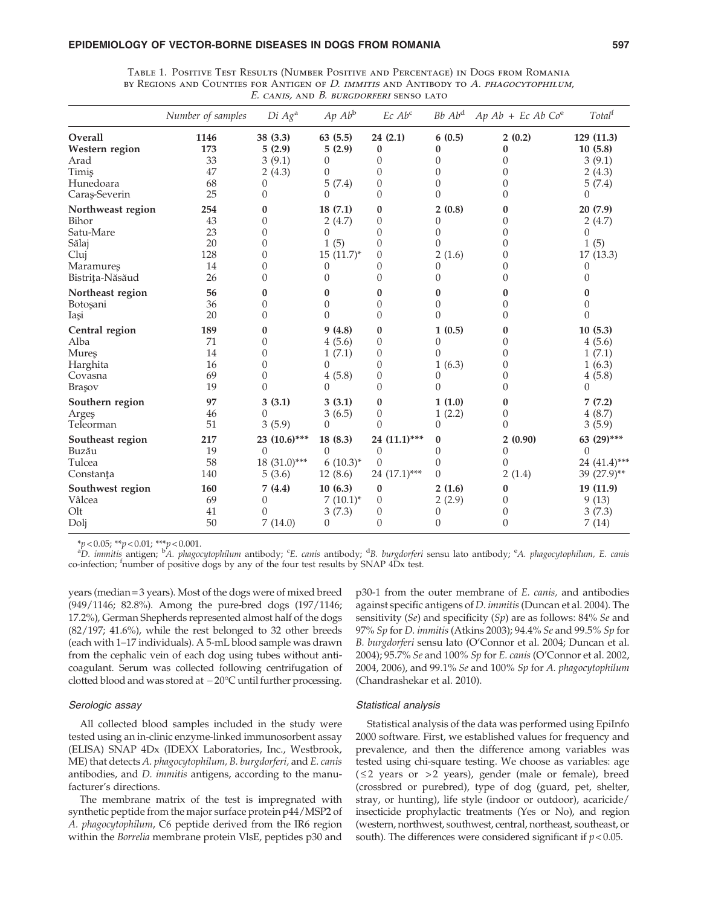Table 1. Positive Test Results (Number Positive and Percentage) in Dogs from Romania by Regions and Counties for Antigen of *D. immitis* and Antibody to *A. phagocytophilum*, *E. canis*, and *B. burgdorferi* senso lato

| | *Number of samples* | *Di Ag*[a] | *Ap Ab*[b] | *Ec Ab*[c] | *Bb Ab*[d] | *Ap Ab + Ec Ab Co*[e] | *Total*[f] |
|---|---|---|---|---|---|---|---|
| **Overall** | **1146** | **38 (3.3)** | **63 (5.5)** | **24 (2.1)** | **6 (0.5)** | **2 (0.2)** | **129 (11.3)** |
| **Western region** | **173** | **5 (2.9)** | **5 (2.9)** | **0** | **0** | **0** | **10 (5.8)** |
| Arad | 33 | 3 (9.1) | 0 | 0 | 0 | 0 | 3 (9.1) |
| Timiş | 47 | 2 (4.3) | 0 | 0 | 0 | 0 | 2 (4.3) |
| Hunedoara | 68 | 0 | 5 (7.4) | 0 | 0 | 0 | 5 (7.4) |
| Caraş-Severin | 25 | 0 | 0 | 0 | 0 | 0 | 0 |
| **Northweast region** | **254** | **0** | **18 (7.1)** | **0** | **2 (0.8)** | **0** | **20 (7.9)** |
| Bihor | 43 | 0 | 2 (4.7) | 0 | 0 | 0 | 2 (4.7) |
| Satu-Mare | 23 | 0 | 0 | 0 | 0 | 0 | 0 |
| Sălaj | 20 | 0 | 1 (5) | 0 | 0 | 0 | 1 (5) |
| Cluj | 128 | 0 | 15 (11.7)* | 0 | 2 (1.6) | 0 | 17 (13.3) |
| Maramureş | 14 | 0 | 0 | 0 | 0 | 0 | 0 |
| Bistriţa-Năsăud | 26 | 0 | 0 | 0 | 0 | 0 | 0 |
| **Northeast region** | **56** | **0** | **0** | **0** | **0** | **0** | **0** |
| Botoşani | 36 | 0 | 0 | 0 | 0 | 0 | 0 |
| Iaşi | 20 | 0 | 0 | 0 | 0 | 0 | 0 |
| **Central region** | **189** | **0** | **9 (4.8)** | **0** | **1 (0.5)** | **0** | **10 (5.3)** |
| Alba | 71 | 0 | 4 (5.6) | 0 | 0 | 0 | 4 (5.6) |
| Mureş | 14 | 0 | 1 (7.1) | 0 | 0 | 0 | 1 (7.1) |
| Harghita | 16 | 0 | 0 | 0 | 1 (6.3) | 0 | 1 (6.3) |
| Covasna | 69 | 0 | 4 (5.8) | 0 | 0 | 0 | 4 (5.8) |
| Braşov | 19 | 0 | 0 | 0 | 0 | 0 | 0 |
| **Southern region** | **97** | **3 (3.1)** | **3 (3.1)** | **0** | **1 (1.0)** | **0** | **7 (7.2)** |
| Argeş | 46 | 0 | 3 (6.5) | 0 | 1 (2.2) | 0 | 4 (8.7) |
| Teleorman | 51 | 3 (5.9) | 0 | 0 | 0 | 0 | 3 (5.9) |
| **Southeast region** | **217** | **23 (10.6)*****| **18 (8.3)** | **24 (11.1)*****| **0** | **2 (0.90)** | **63 (29)***** |
| Buzău | 19 | 0 | 0 | 0 | 0 | 0 | 0 |
| Tulcea | 58 | 18 (31.0)*** | 6 (10.3)* | 0 | 0 | 0 | 24 (41.4)*** |
| Constanţa | 140 | 5 (3.6) | 12 (8.6) | 24 (17.1)*** | 0 | 2 (1.4) | 39 (27.9)** |
| **Southwest region** | **160** | **7 (4.4)** | **10 (6.3)** | **0** | **2 (1.6)** | **0** | **19 (11.9)** |
| Vâlcea | 69 | 0 | 7 (10.1)* | 0 | 2 (2.9) | 0 | 9 (13) |
| Olt | 41 | 0 | 3 (7.3) | 0 | 0 | 0 | 3 (7.3) |
| Dolj | 50 | 7 (14.0) | 0 | 0 | 0 | 0 | 7 (14) |

*$p<0.05$; **$p<0.01$; ***$p<0.001$.
[a]*D. immitis* antigen; [b]*A. phagocytophilum* antibody; [c]*E. canis* antibody; [d]*B. burgdorferi* sensu lato antibody; [e]*A. phagocytophilum, E. canis* co-infection; [f]number of positive dogs by any of the four test results by SNAP 4Dx test.

years (median = 3 years). Most of the dogs were of mixed breed (949/1146; 82.8%). Among the pure-bred dogs (197/1146; 17.2%), German Shepherds represented almost half of the dogs (82/197; 41.6%), while the rest belonged to 32 other breeds (each with 1–17 individuals). A 5-mL blood sample was drawn from the cephalic vein of each dog using tubes without anticoagulant. Serum was collected following centrifugation of clotted blood and was stored at −20°C until further processing.

### Serologic assay

All collected blood samples included in the study were tested using an in-clinic enzyme-linked immunosorbent assay (ELISA) SNAP 4Dx (IDEXX Laboratories, Inc., Westbrook, ME) that detects *A. phagocytophilum, B. burgdorferi,* and *E. canis* antibodies, and *D. immitis* antigens, according to the manufacturer's directions.

The membrane matrix of the test is impregnated with synthetic peptide from the major surface protein p44/MSP2 of *A. phagocytophilum*, C6 peptide derived from the IR6 region within the *Borrelia* membrane protein VlsE, peptides p30 and p30-1 from the outer membrane of *E. canis,* and antibodies against specific antigens of *D. immitis* (Duncan et al. 2004). The sensitivity (*Se*) and specificity (*Sp*) are as follows: 84% *Se* and 97% *Sp* for *D. immitis* (Atkins 2003); 94.4% *Se* and 99.5% *Sp* for *B. burgdorferi* sensu lato (O'Connor et al. 2004; Duncan et al. 2004); 95.7% *Se* and 100% *Sp* for *E. canis* (O'Connor et al. 2002, 2004, 2006), and 99.1% *Se* and 100% *Sp* for *A. phagocytophilum* (Chandrashekar et al. 2010).

### Statistical analysis

Statistical analysis of the data was performed using EpiInfo 2000 software. First, we established values for frequency and prevalence, and then the difference among variables was tested using chi-square testing. We choose as variables: age ($\leq 2$ years or $>2$ years), gender (male or female), breed (crossbred or purebred), type of dog (guard, pet, shelter, stray, or hunting), life style (indoor or outdoor), acaricide/insecticide prophylactic treatments (Yes or No), and region (western, northwest, southwest, central, northeast, southeast, or south). The differences were considered significant if $p<0.05$.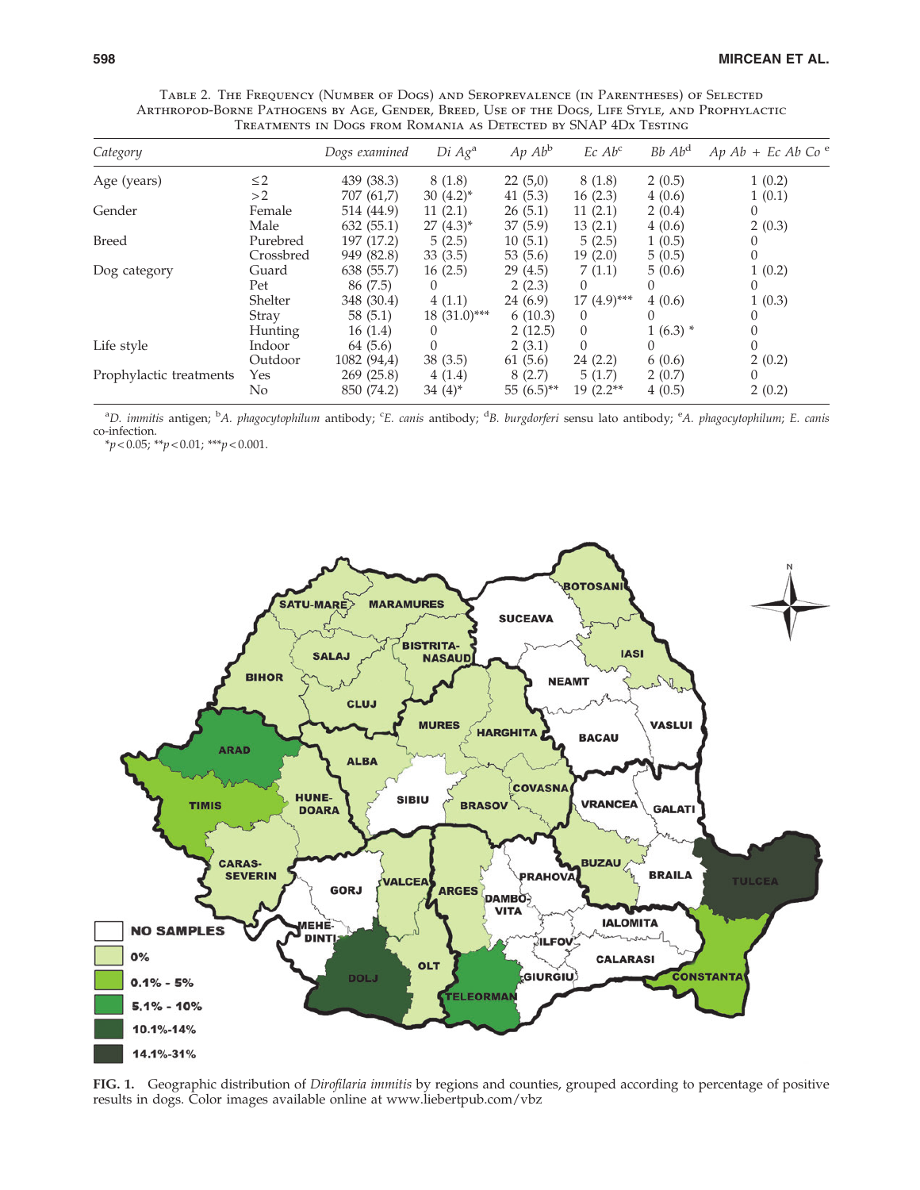TABLE 2. THE FREQUENCY (NUMBER OF DOGS) AND SEROPREVALENCE (IN PARENTHESES) OF SELECTED ARTHROPOD-BORNE PATHOGENS BY AGE, GENDER, BREED, USE OF THE DOGS, LIFE STYLE, AND PROPHYLACTIC TREATMENTS IN DOGS FROM ROMANIA AS DETECTED BY SNAP 4DX TESTING

| *Category* | | *Dogs examined* | *Di Ag*[a] | *Ap Ab*[b] | *Ec Ab*[c] | *Bb Ab*[d] | *Ap Ab + Ec Ab Co*[e] |
|---|---|---|---|---|---|---|---|
| Age (years) | ≤2 | 439 (38.3) | 8 (1.8) | 22 (5,0) | 8 (1.8) | 2 (0.5) | 1 (0.2) |
| | >2 | 707 (61,7) | 30 (4.2)* | 41 (5.3) | 16 (2.3) | 4 (0.6) | 1 (0.1) |
| Gender | Female | 514 (44.9) | 11 (2.1) | 26 (5.1) | 11 (2.1) | 2 (0.4) | 0 |
| | Male | 632 (55.1) | 27 (4.3)* | 37 (5.9) | 13 (2.1) | 4 (0.6) | 2 (0.3) |
| Breed | Purebred | 197 (17.2) | 5 (2.5) | 10 (5.1) | 5 (2.5) | 1 (0.5) | 0 |
| | Crossbred | 949 (82.8) | 33 (3.5) | 53 (5.6) | 19 (2.0) | 5 (0.5) | 0 |
| Dog category | Guard | 638 (55.7) | 16 (2.5) | 29 (4.5) | 7 (1.1) | 5 (0.6) | 1 (0.2) |
| | Pet | 86 (7.5) | 0 | 2 (2.3) | 0 | 0 | 0 |
| | Shelter | 348 (30.4) | 4 (1.1) | 24 (6.9) | 17 (4.9)*** | 4 (0.6) | 1 (0.3) |
| | Stray | 58 (5.1) | 18 (31.0)*** | 6 (10.3) | 0 | 0 | 0 |
| | Hunting | 16 (1.4) | 0 | 2 (12.5) | 0 | 1 (6.3) * | 0 |
| Life style | Indoor | 64 (5.6) | 0 | 2 (3.1) | 0 | 0 | 0 |
| | Outdoor | 1082 (94,4) | 38 (3.5) | 61 (5.6) | 24 (2.2) | 6 (0.6) | 2 (0.2) |
| Prophylactic treatments | Yes | 269 (25.8) | 4 (1.4) | 8 (2.7) | 5 (1.7) | 2 (0.7) | 0 |
| | No | 850 (74.2) | 34 (4)* | 55 (6.5)** | 19 (2.2** | 4 (0.5) | 2 (0.2) |

[a]*D. immitis* antigen; [b]*A. phagocytophilum* antibody; [c]*E. canis* antibody; [d]*B. burgdorferi* sensu lato antibody; [e]*A. phagocytophilum*; *E. canis* co-infection.

*$p<0.05$; **$p<0.01$; ***$p<0.001$.

**FIG. 1.** Geographic distribution of *Dirofilaria immitis* by regions and counties, grouped according to percentage of positive results in dogs. Color images available online at www.liebertpub.com/vbz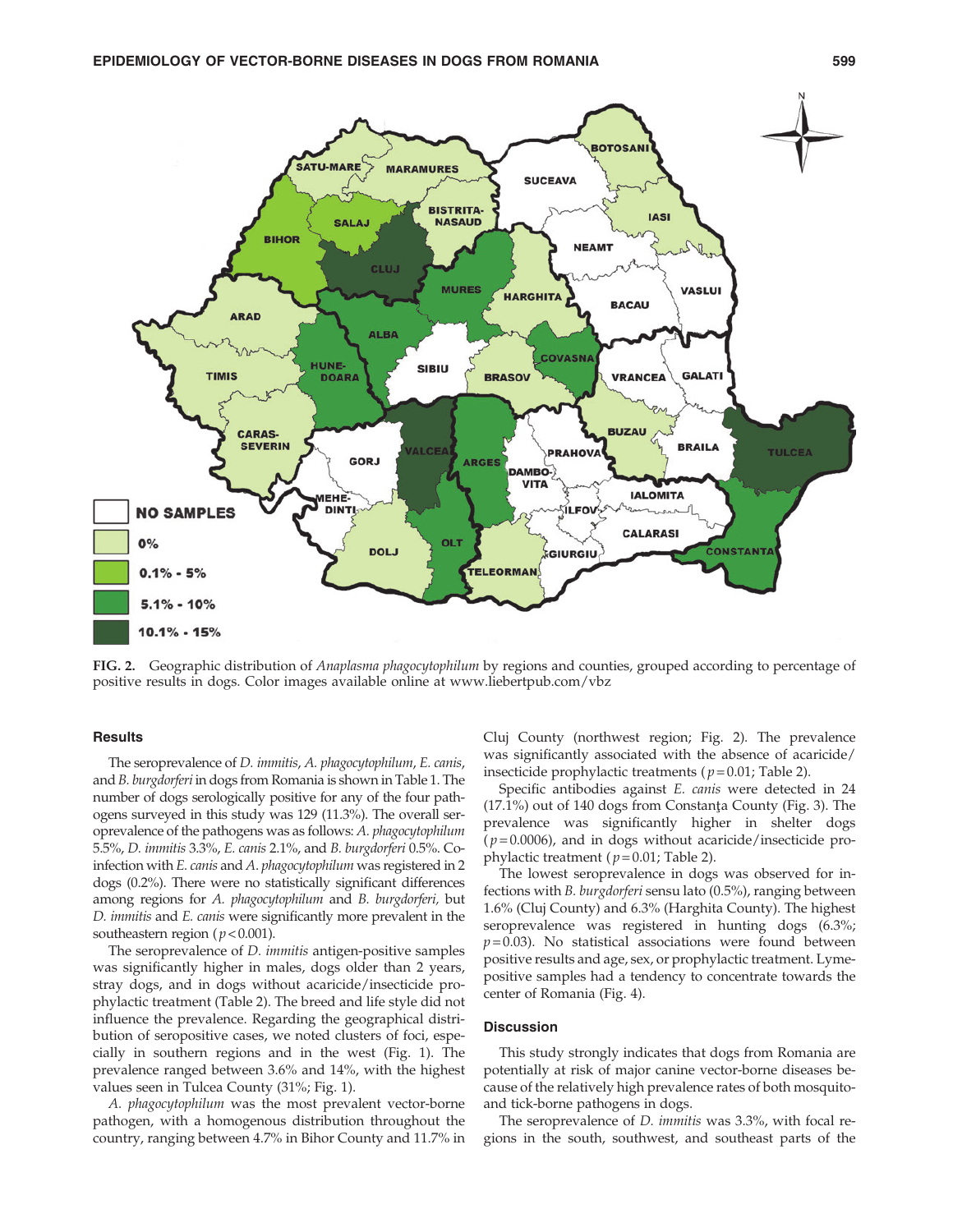FIG. 2. Geographic distribution of *Anaplasma phagocytophilum* by regions and counties, grouped according to percentage of positive results in dogs. Color images available online at www.liebertpub.com/vbz

### Results

The seroprevalence of *D. immitis*, *A. phagocytophilum*, *E. canis*, and *B. burgdorferi* in dogs from Romania is shown in Table 1. The number of dogs serologically positive for any of the four pathogens surveyed in this study was 129 (11.3%). The overall seroprevalence of the pathogens was as follows: *A. phagocytophilum* 5.5%, *D. immitis* 3.3%, *E. canis* 2.1%, and *B. burgdorferi* 0.5%. Co-infection with *E. canis* and *A. phagocytophilum* was registered in 2 dogs (0.2%). There were no statistically significant differences among regions for *A. phagocytophilum* and *B. burgdorferi*, but *D. immitis* and *E. canis* were significantly more prevalent in the southeastern region ($p<0.001$).

The seroprevalence of *D. immitis* antigen-positive samples was significantly higher in males, dogs older than 2 years, stray dogs, and in dogs without acaricide/insecticide prophylactic treatment (Table 2). The breed and life style did not influence the prevalence. Regarding the geographical distribution of seropositive cases, we noted clusters of foci, especially in southern regions and in the west (Fig. 1). The prevalence ranged between 3.6% and 14%, with the highest values seen in Tulcea County (31%; Fig. 1).

*A. phagocytophilum* was the most prevalent vector-borne pathogen, with a homogenous distribution throughout the country, ranging between 4.7% in Bihor County and 11.7% in Cluj County (northwest region; Fig. 2). The prevalence was significantly associated with the absence of acaricide/insecticide prophylactic treatments ($p=0.01$; Table 2).

Specific antibodies against *E. canis* were detected in 24 (17.1%) out of 140 dogs from Constanţa County (Fig. 3). The prevalence was significantly higher in shelter dogs ($p=0.0006$), and in dogs without acaricide/insecticide prophylactic treatment ($p=0.01$; Table 2).

The lowest seroprevalence in dogs was observed for infections with *B. burgdorferi* sensu lato (0.5%), ranging between 1.6% (Cluj County) and 6.3% (Harghita County). The highest seroprevalence was registered in hunting dogs (6.3%; $p=0.03$). No statistical associations were found between positive results and age, sex, or prophylactic treatment. Lyme-positive samples had a tendency to concentrate towards the center of Romania (Fig. 4).

### Discussion

This study strongly indicates that dogs from Romania are potentially at risk of major canine vector-borne diseases because of the relatively high prevalence rates of both mosquito- and tick-borne pathogens in dogs.

The seroprevalence of *D. immitis* was 3.3%, with focal regions in the south, southwest, and southeast parts of the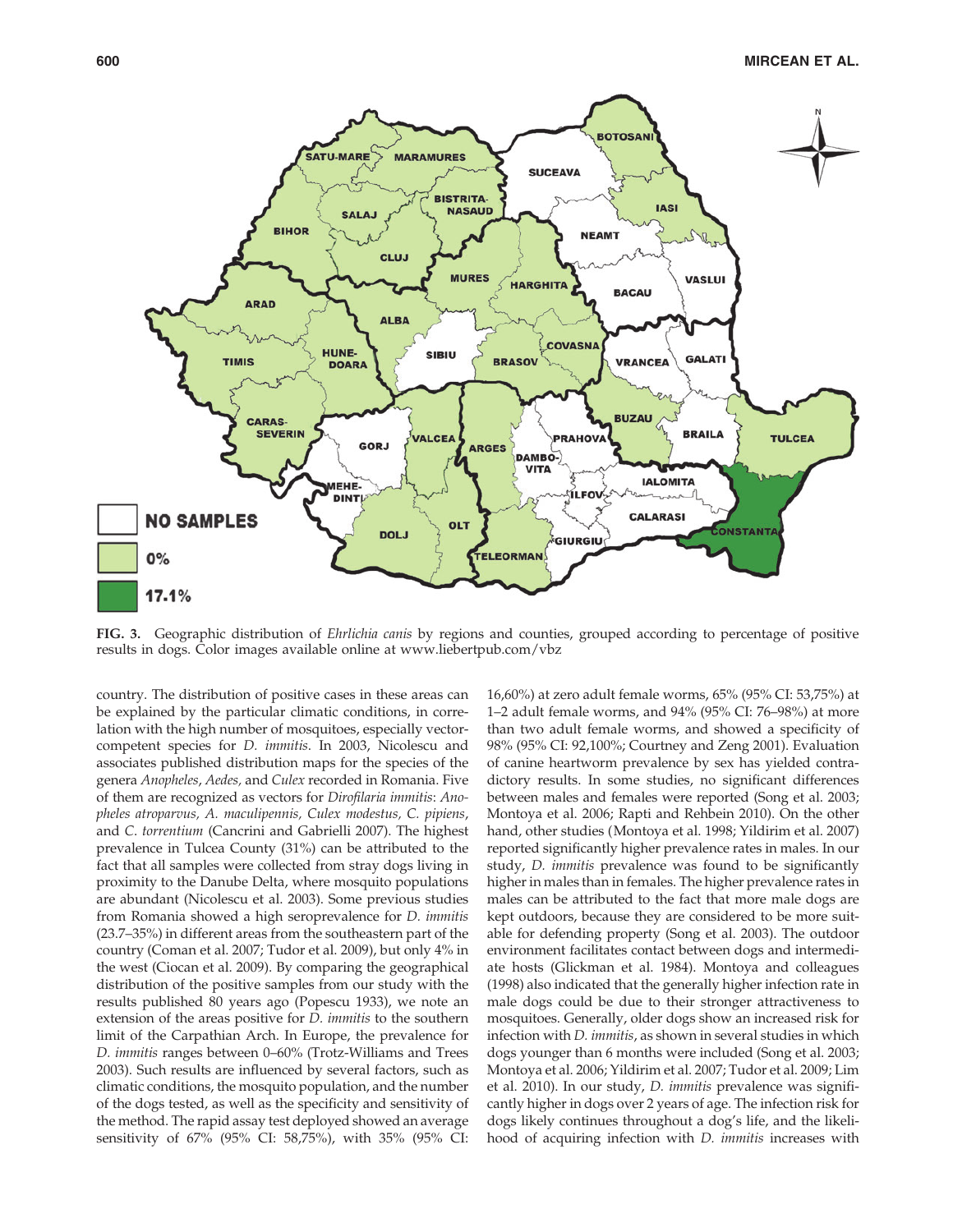**FIG. 3.** Geographic distribution of *Ehrlichia canis* by regions and counties, grouped according to percentage of positive results in dogs. Color images available online at www.liebertpub.com/vbz

country. The distribution of positive cases in these areas can be explained by the particular climatic conditions, in correlation with the high number of mosquitoes, especially vector-competent species for *D. immitis*. In 2003, Nicolescu and associates published distribution maps for the species of the genera *Anopheles*, *Aedes,* and *Culex* recorded in Romania. Five of them are recognized as vectors for *Dirofilaria immitis*: *Anopheles atroparvus, A. maculipennis, Culex modestus, C. pipiens*, and *C. torrentium* (Cancrini and Gabrielli 2007). The highest prevalence in Tulcea County (31%) can be attributed to the fact that all samples were collected from stray dogs living in proximity to the Danube Delta, where mosquito populations are abundant (Nicolescu et al. 2003). Some previous studies from Romania showed a high seroprevalence for *D. immitis* (23.7–35%) in different areas from the southeastern part of the country (Coman et al. 2007; Tudor et al. 2009), but only 4% in the west (Ciocan et al. 2009). By comparing the geographical distribution of the positive samples from our study with the results published 80 years ago (Popescu 1933), we note an extension of the areas positive for *D. immitis* to the southern limit of the Carpathian Arch. In Europe, the prevalence for *D. immitis* ranges between 0–60% (Trotz-Williams and Trees 2003). Such results are influenced by several factors, such as climatic conditions, the mosquito population, and the number of the dogs tested, as well as the specificity and sensitivity of the method. The rapid assay test deployed showed an average sensitivity of 67% (95% CI: 58,75%), with 35% (95% CI: 16,60%) at zero adult female worms, 65% (95% CI: 53,75%) at 1–2 adult female worms, and 94% (95% CI: 76–98%) at more than two adult female worms, and showed a specificity of 98% (95% CI: 92,100%; Courtney and Zeng 2001). Evaluation of canine heartworm prevalence by sex has yielded contradictory results. In some studies, no significant differences between males and females were reported (Song et al. 2003; Montoya et al. 2006; Rapti and Rehbein 2010). On the other hand, other studies (Montoya et al. 1998; Yildirim et al. 2007) reported significantly higher prevalence rates in males. In our study, *D. immitis* prevalence was found to be significantly higher in males than in females. The higher prevalence rates in males can be attributed to the fact that more male dogs are kept outdoors, because they are considered to be more suitable for defending property (Song et al. 2003). The outdoor environment facilitates contact between dogs and intermediate hosts (Glickman et al. 1984). Montoya and colleagues (1998) also indicated that the generally higher infection rate in male dogs could be due to their stronger attractiveness to mosquitoes. Generally, older dogs show an increased risk for infection with *D. immitis*, as shown in several studies in which dogs younger than 6 months were included (Song et al. 2003; Montoya et al. 2006; Yildirim et al. 2007; Tudor et al. 2009; Lim et al. 2010). In our study, *D. immitis* prevalence was significantly higher in dogs over 2 years of age. The infection risk for dogs likely continues throughout a dog's life, and the likelihood of acquiring infection with *D. immitis* increases with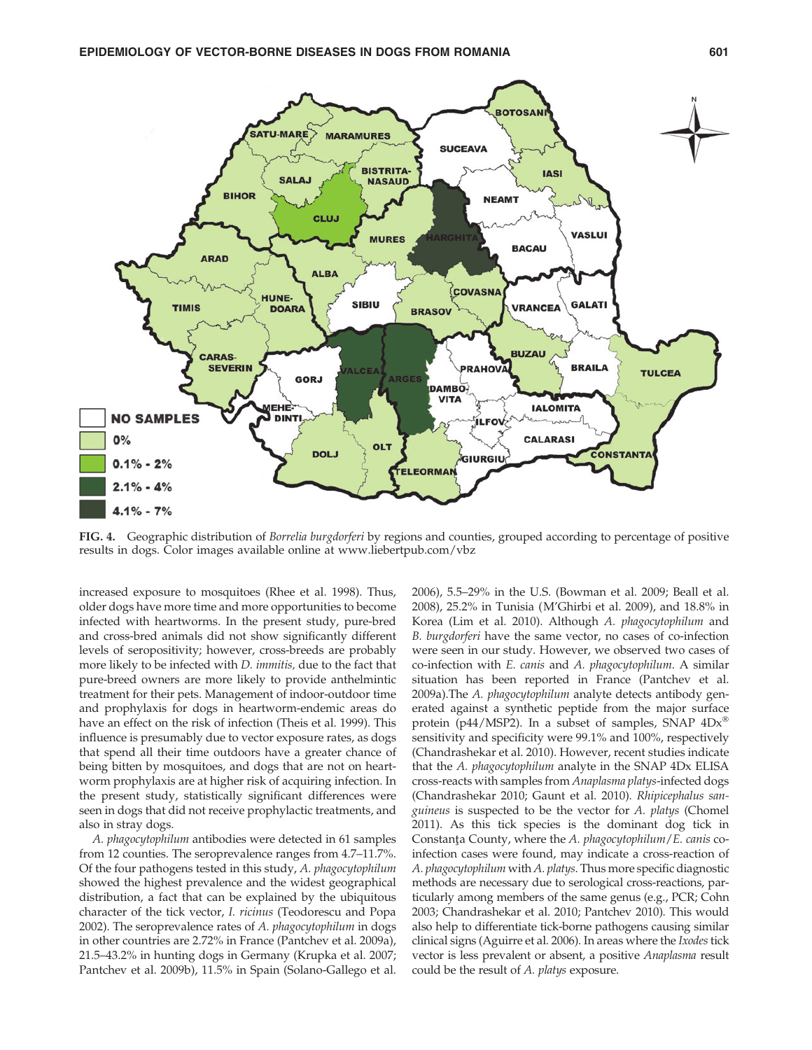FIG. 4. Geographic distribution of *Borrelia burgdorferi* by regions and counties, grouped according to percentage of positive results in dogs. Color images available online at www.liebertpub.com/vbz

increased exposure to mosquitoes (Rhee et al. 1998). Thus, older dogs have more time and more opportunities to become infected with heartworms. In the present study, pure-bred and cross-bred animals did not show significantly different levels of seropositivity; however, cross-breeds are probably more likely to be infected with *D. immitis,* due to the fact that pure-breed owners are more likely to provide anthelmintic treatment for their pets. Management of indoor-outdoor time and prophylaxis for dogs in heartworm-endemic areas do have an effect on the risk of infection (Theis et al. 1999). This influence is presumably due to vector exposure rates, as dogs that spend all their time outdoors have a greater chance of being bitten by mosquitoes, and dogs that are not on heartworm prophylaxis are at higher risk of acquiring infection. In the present study, statistically significant differences were seen in dogs that did not receive prophylactic treatments, and also in stray dogs.

*A. phagocytophilum* antibodies were detected in 61 samples from 12 counties. The seroprevalence ranges from 4.7–11.7%. Of the four pathogens tested in this study, *A. phagocytophilum* showed the highest prevalence and the widest geographical distribution, a fact that can be explained by the ubiquitous character of the tick vector, *I. ricinus* (Teodorescu and Popa 2002). The seroprevalence rates of *A. phagocytophilum* in dogs in other countries are 2.72% in France (Pantchev et al. 2009a), 21.5–43.2% in hunting dogs in Germany (Krupka et al. 2007; Pantchev et al. 2009b), 11.5% in Spain (Solano-Gallego et al. 2006), 5.5–29% in the U.S. (Bowman et al. 2009; Beall et al. 2008), 25.2% in Tunisia (M'Ghirbi et al. 2009), and 18.8% in Korea (Lim et al. 2010). Although *A. phagocytophilum* and *B. burgdorferi* have the same vector, no cases of co-infection were seen in our study. However, we observed two cases of co-infection with *E. canis* and *A. phagocytophilum*. A similar situation has been reported in France (Pantchev et al. 2009a).The *A. phagocytophilum* analyte detects antibody generated against a synthetic peptide from the major surface protein (p44/MSP2). In a subset of samples, SNAP 4Dx® sensitivity and specificity were 99.1% and 100%, respectively (Chandrashekar et al. 2010). However, recent studies indicate that the *A. phagocytophilum* analyte in the SNAP 4Dx ELISA cross-reacts with samples from *Anaplasma platys*-infected dogs (Chandrashekar 2010; Gaunt et al. 2010). *Rhipicephalus sanguineus* is suspected to be the vector for *A. platys* (Chomel 2011). As this tick species is the dominant dog tick in Constanţa County, where the *A. phagocytophilum*/*E. canis* co-infection cases were found, may indicate a cross-reaction of *A. phagocytophilum* with *A. platys*. Thus more specific diagnostic methods are necessary due to serological cross-reactions, particularly among members of the same genus (e.g., PCR; Cohn 2003; Chandrashekar et al. 2010; Pantchev 2010). This would also help to differentiate tick-borne pathogens causing similar clinical signs (Aguirre et al. 2006). In areas where the *Ixodes* tick vector is less prevalent or absent, a positive *Anaplasma* result could be the result of *A. platys* exposure.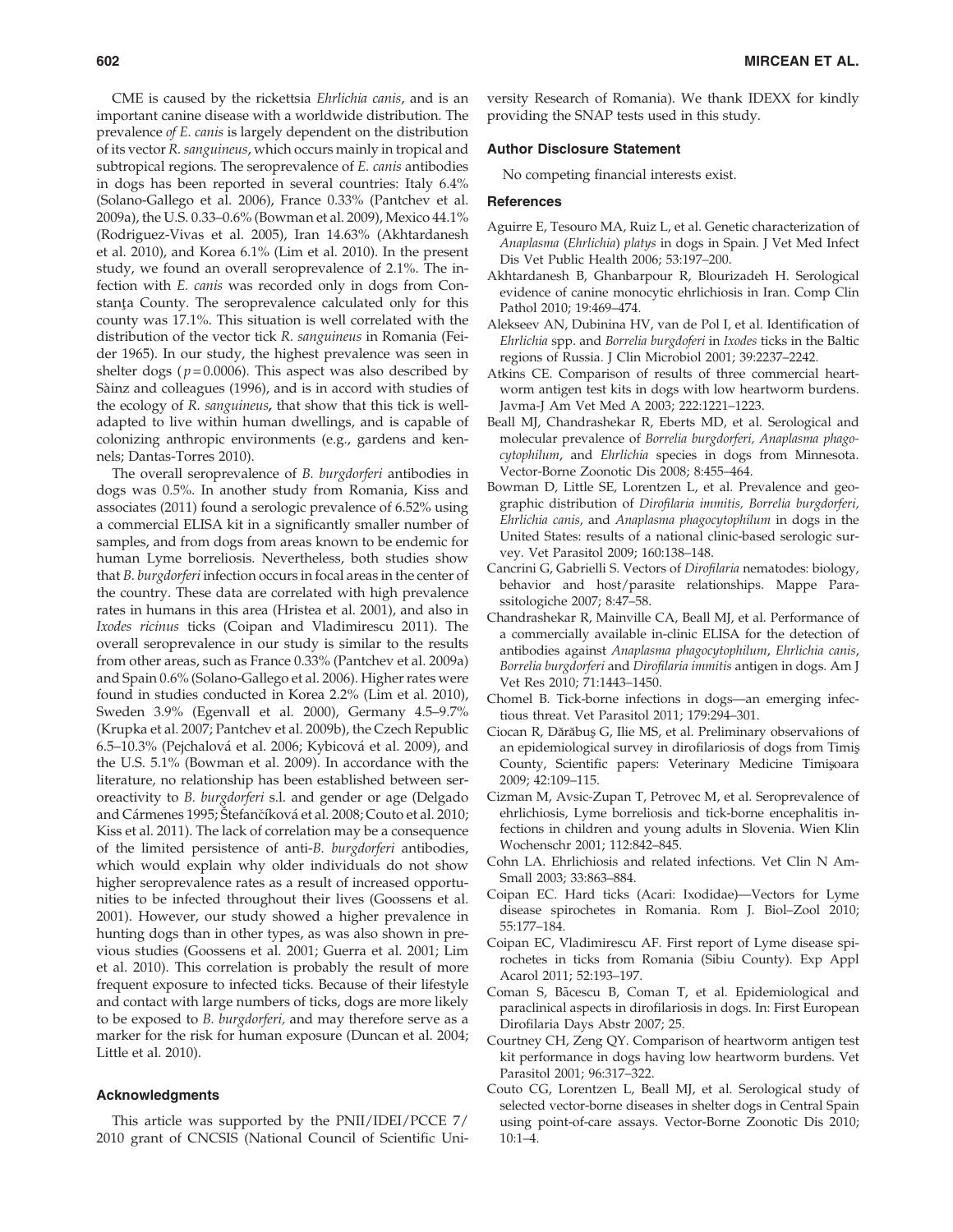CME is caused by the rickettsia *Ehrlichia canis*, and is an important canine disease with a worldwide distribution. The prevalence *of E. canis* is largely dependent on the distribution of its vector *R. sanguineus*, which occurs mainly in tropical and subtropical regions. The seroprevalence of *E. canis* antibodies in dogs has been reported in several countries: Italy 6.4% (Solano-Gallego et al. 2006), France 0.33% (Pantchev et al. 2009a), the U.S. 0.33–0.6% (Bowman et al. 2009), Mexico 44.1% (Rodriguez-Vivas et al. 2005), Iran 14.63% (Akhtardanesh et al. 2010), and Korea 6.1% (Lim et al. 2010). In the present study, we found an overall seroprevalence of 2.1%. The infection with *E. canis* was recorded only in dogs from Constanța County. The seroprevalence calculated only for this county was 17.1%. This situation is well correlated with the distribution of the vector tick *R. sanguineus* in Romania (Feider 1965). In our study, the highest prevalence was seen in shelter dogs ($p = 0.0006$). This aspect was also described by Sàinz and colleagues (1996), and is in accord with studies of the ecology of *R. sanguineus*, that show that this tick is well-adapted to live within human dwellings, and is capable of colonizing anthropic environments (e.g., gardens and kennels; Dantas-Torres 2010).

The overall seroprevalence of *B. burgdorferi* antibodies in dogs was 0.5%. In another study from Romania, Kiss and associates (2011) found a serologic prevalence of 6.52% using a commercial ELISA kit in a significantly smaller number of samples, and from dogs from areas known to be endemic for human Lyme borreliosis. Nevertheless, both studies show that *B. burgdorferi* infection occurs in focal areas in the center of the country. These data are correlated with high prevalence rates in humans in this area (Hristea et al. 2001), and also in *Ixodes ricinus* ticks (Coipan and Vladimirescu 2011). The overall seroprevalence in our study is similar to the results from other areas, such as France 0.33% (Pantchev et al. 2009a) and Spain 0.6% (Solano-Gallego et al. 2006). Higher rates were found in studies conducted in Korea 2.2% (Lim et al. 2010), Sweden 3.9% (Egenvall et al. 2000), Germany 4.5–9.7% (Krupka et al. 2007; Pantchev et al. 2009b), the Czech Republic 6.5–10.3% (Pejchalová et al. 2006; Kybicová et al. 2009), and the U.S. 5.1% (Bowman et al. 2009). In accordance with the literature, no relationship has been established between seroreactivity to *B. burgdorferi* s.l. and gender or age (Delgado and Cármenes 1995; Štefančíková et al. 2008; Couto et al. 2010; Kiss et al. 2011). The lack of correlation may be a consequence of the limited persistence of anti-*B. burgdorferi* antibodies, which would explain why older individuals do not show higher seroprevalence rates as a result of increased opportunities to be infected throughout their lives (Goossens et al. 2001). However, our study showed a higher prevalence in hunting dogs than in other types, as was also shown in previous studies (Goossens et al. 2001; Guerra et al. 2001; Lim et al. 2010). This correlation is probably the result of more frequent exposure to infected ticks. Because of their lifestyle and contact with large numbers of ticks, dogs are more likely to be exposed to *B. burgdorferi*, and may therefore serve as a marker for the risk for human exposure (Duncan et al. 2004; Little et al. 2010).

## Acknowledgments

This article was supported by the PNII/IDEI/PCCE 7/2010 grant of CNCSIS (National Council of Scientific University Research of Romania). We thank IDEXX for kindly providing the SNAP tests used in this study.

## Author Disclosure Statement

No competing financial interests exist.

## References

Aguirre E, Tesouro MA, Ruiz L, et al. Genetic characterization of *Anaplasma* (*Ehrlichia*) *platys* in dogs in Spain. J Vet Med Infect Dis Vet Public Health 2006; 53:197–200.

Akhtardanesh B, Ghanbarpour R, Blourizadeh H. Serological evidence of canine monocytic ehrlichiosis in Iran. Comp Clin Pathol 2010; 19:469–474.

Alekseev AN, Dubinina HV, van de Pol I, et al. Identification of *Ehrlichia* spp. and *Borrelia burgdoferi* in *Ixodes* ticks in the Baltic regions of Russia. J Clin Microbiol 2001; 39:2237–2242.

Atkins CE. Comparison of results of three commercial heartworm antigen test kits in dogs with low heartworm burdens. Javma-J Am Vet Med A 2003; 222:1221–1223.

Beall MJ, Chandrashekar R, Eberts MD, et al. Serological and molecular prevalence of *Borrelia burgdorferi, Anaplasma phagocytophilum*, and *Ehrlichia* species in dogs from Minnesota. Vector-Borne Zoonotic Dis 2008; 8:455–464.

Bowman D, Little SE, Lorentzen L, et al. Prevalence and geographic distribution of *Dirofilaria immitis, Borrelia burgdorferi, Ehrlichia canis*, and *Anaplasma phagocytophilum* in dogs in the United States: results of a national clinic-based serologic survey. Vet Parasitol 2009; 160:138–148.

Cancrini G, Gabrielli S. Vectors of *Dirofilaria* nematodes: biology, behavior and host/parasite relationships. Mappe Parassitologiche 2007; 8:47–58.

Chandrashekar R, Mainville CA, Beall MJ, et al. Performance of a commercially available in-clinic ELISA for the detection of antibodies against *Anaplasma phagocytophilum*, *Ehrlichia canis*, *Borrelia burgdorferi* and *Dirofilaria immitis* antigen in dogs. Am J Vet Res 2010; 71:1443–1450.

Chomel B. Tick-borne infections in dogs—an emerging infectious threat. Vet Parasitol 2011; 179:294–301.

Ciocan R, Dărăbuş G, Ilie MS, et al. Preliminary observaţions of an epidemiological survey in dirofilariosis of dogs from Timiş County, Scientific papers: Veterinary Medicine Timişoara 2009; 42:109–115.

Cizman M, Avsic-Zupan T, Petrovec M, et al. Seroprevalence of ehrlichiosis, Lyme borreliosis and tick-borne encephalitis infections in children and young adults in Slovenia. Wien Klin Wochenschr 2001; 112:842–845.

Cohn LA. Ehrlichiosis and related infections. Vet Clin N Am-Small 2003; 33:863–884.

Coipan EC. Hard ticks (Acari: Ixodidae)—Vectors for Lyme disease spirochetes in Romania. Rom J. Biol–Zool 2010; 55:177–184.

Coipan EC, Vladimirescu AF. First report of Lyme disease spirochetes in ticks from Romania (Sibiu County). Exp Appl Acarol 2011; 52:193–197.

Coman S, Băcescu B, Coman T, et al. Epidemiological and paraclinical aspects in dirofilariosis in dogs. In: First European Dirofilaria Days Abstr 2007; 25.

Courtney CH, Zeng QY. Comparison of heartworm antigen test kit performance in dogs having low heartworm burdens. Vet Parasitol 2001; 96:317–322.

Couto CG, Lorentzen L, Beall MJ, et al. Serological study of selected vector-borne diseases in shelter dogs in Central Spain using point-of-care assays. Vector-Borne Zoonotic Dis 2010; 10:1–4.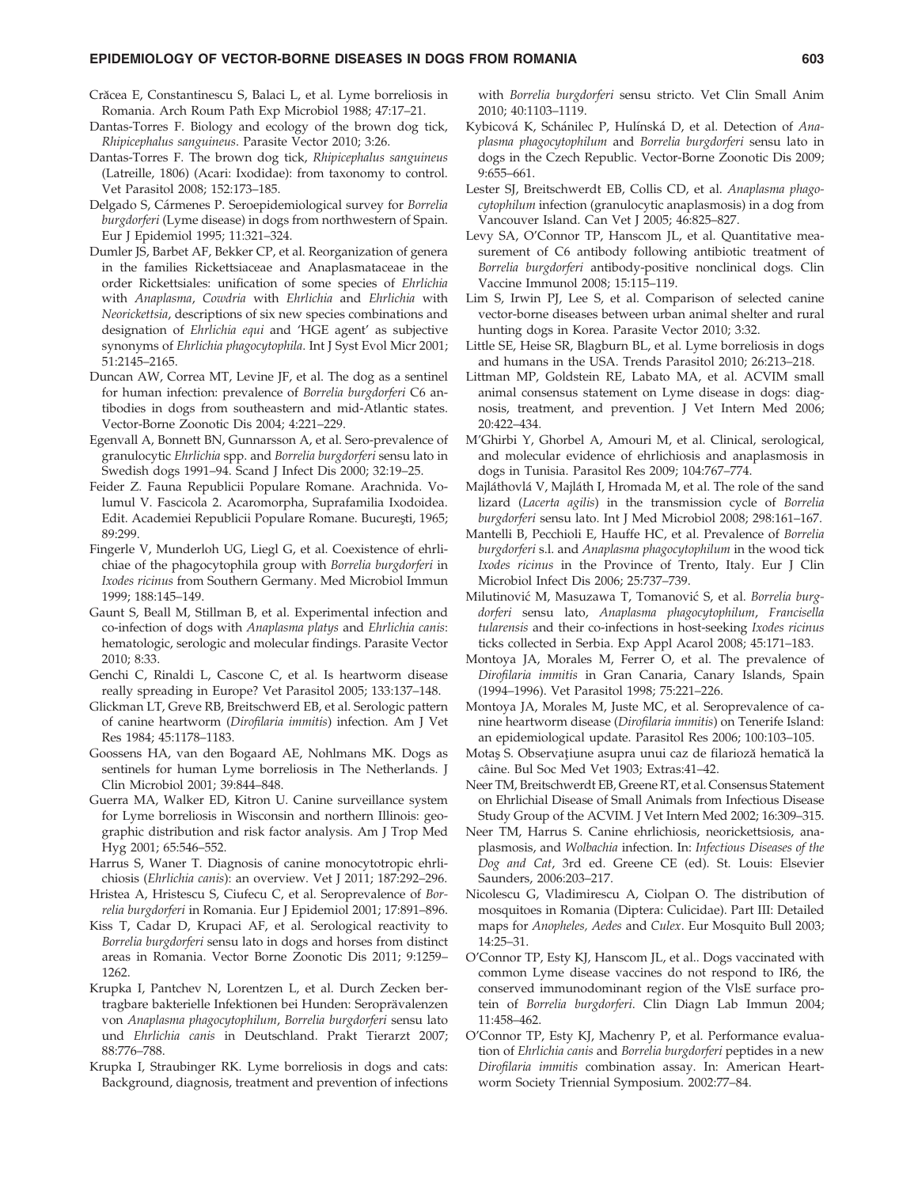Crăcea E, Constantinescu S, Balaci L, et al. Lyme borreliosis in Romania. Arch Roum Path Exp Microbiol 1988; 47:17–21.

Dantas-Torres F. Biology and ecology of the brown dog tick, *Rhipicephalus sanguineus*. Parasite Vector 2010; 3:26.

Dantas-Torres F. The brown dog tick, *Rhipicephalus sanguineus* (Latreille, 1806) (Acari: Ixodidae): from taxonomy to control. Vet Parasitol 2008; 152:173–185.

Delgado S, Cármenes P. Seroepidemiological survey for *Borrelia burgdorferi* (Lyme disease) in dogs from northwestern of Spain. Eur J Epidemiol 1995; 11:321–324.

Dumler JS, Barbet AF, Bekker CP, et al. Reorganization of genera in the families Rickettsiaceae and Anaplasmataceae in the order Rickettsiales: unification of some species of *Ehrlichia* with *Anaplasma*, *Cowdria* with *Ehrlichia* and *Ehrlichia* with *Neorickettsia*, descriptions of six new species combinations and designation of *Ehrlichia equi* and 'HGE agent' as subjective synonyms of *Ehrlichia phagocytophila*. Int J Syst Evol Micr 2001; 51:2145–2165.

Duncan AW, Correa MT, Levine JF, et al. The dog as a sentinel for human infection: prevalence of *Borrelia burgdorferi* C6 antibodies in dogs from southeastern and mid-Atlantic states. Vector-Borne Zoonotic Dis 2004; 4:221–229.

Egenvall A, Bonnett BN, Gunnarsson A, et al. Sero-prevalence of granulocytic *Ehrlichia* spp. and *Borrelia burgdorferi* sensu lato in Swedish dogs 1991–94. Scand J Infect Dis 2000; 32:19–25.

Feider Z. Fauna Republicii Populare Romane. Arachnida. Volumul V. Fascicola 2. Acaromorpha, Suprafamilia Ixodoidea. Edit. Academiei Republicii Populare Romane. Bucureşti, 1965; 89:299.

Fingerle V, Munderloh UG, Liegl G, et al. Coexistence of ehrlichiae of the phagocytophila group with *Borrelia burgdorferi* in *Ixodes ricinus* from Southern Germany. Med Microbiol Immun 1999; 188:145–149.

Gaunt S, Beall M, Stillman B, et al. Experimental infection and co-infection of dogs with *Anaplasma platys* and *Ehrlichia canis*: hematologic, serologic and molecular findings. Parasite Vector 2010; 8:33.

Genchi C, Rinaldi L, Cascone C, et al. Is heartworm disease really spreading in Europe? Vet Parasitol 2005; 133:137–148.

Glickman LT, Greve RB, Breitschwerd EB, et al. Serologic pattern of canine heartworm (*Dirofilaria immitis*) infection. Am J Vet Res 1984; 45:1178–1183.

Goossens HA, van den Bogaard AE, Nohlmans MK. Dogs as sentinels for human Lyme borreliosis in The Netherlands. J Clin Microbiol 2001; 39:844–848.

Guerra MA, Walker ED, Kitron U. Canine surveillance system for Lyme borreliosis in Wisconsin and northern Illinois: geographic distribution and risk factor analysis. Am J Trop Med Hyg 2001; 65:546–552.

Harrus S, Waner T. Diagnosis of canine monocytotropic ehrlichiosis (*Ehrlichia canis*): an overview. Vet J 2011; 187:292–296.

Hristea A, Hristescu S, Ciufecu C, et al. Seroprevalence of *Borrelia burgdorferi* in Romania. Eur J Epidemiol 2001; 17:891–896.

Kiss T, Cadar D, Krupaci AF, et al. Serological reactivity to *Borrelia burgdorferi* sensu lato in dogs and horses from distinct areas in Romania. Vector Borne Zoonotic Dis 2011; 9:1259–1262.

Krupka I, Pantchev N, Lorentzen L, et al. Durch Zecken bertragbare bakterielle Infektionen bei Hunden: Seroprävalenzen von *Anaplasma phagocytophilum*, *Borrelia burgdorferi* sensu lato und *Ehrlichia canis* in Deutschland. Prakt Tierarzt 2007; 88:776–788.

Krupka I, Straubinger RK. Lyme borreliosis in dogs and cats: Background, diagnosis, treatment and prevention of infections with *Borrelia burgdorferi* sensu stricto. Vet Clin Small Anim 2010; 40:1103–1119.

Kybicová K, Schánilec P, Hulínská D, et al. Detection of *Anaplasma phagocytophilum* and *Borrelia burgdorferi* sensu lato in dogs in the Czech Republic. Vector-Borne Zoonotic Dis 2009; 9:655–661.

Lester SJ, Breitschwerdt EB, Collis CD, et al. *Anaplasma phagocytophilum* infection (granulocytic anaplasmosis) in a dog from Vancouver Island. Can Vet J 2005; 46:825–827.

Levy SA, O'Connor TP, Hanscom JL, et al. Quantitative measurement of C6 antibody following antibiotic treatment of *Borrelia burgdorferi* antibody-positive nonclinical dogs. Clin Vaccine Immunol 2008; 15:115–119.

Lim S, Irwin PJ, Lee S, et al. Comparison of selected canine vector-borne diseases between urban animal shelter and rural hunting dogs in Korea. Parasite Vector 2010; 3:32.

Little SE, Heise SR, Blagburn BL, et al. Lyme borreliosis in dogs and humans in the USA. Trends Parasitol 2010; 26:213–218.

Littman MP, Goldstein RE, Labato MA, et al. ACVIM small animal consensus statement on Lyme disease in dogs: diagnosis, treatment, and prevention. J Vet Intern Med 2006; 20:422–434.

M'Ghirbi Y, Ghorbel A, Amouri M, et al. Clinical, serological, and molecular evidence of ehrlichiosis and anaplasmosis in dogs in Tunisia. Parasitol Res 2009; 104:767–774.

Majláthovlá V, Majláth I, Hromada M, et al. The role of the sand lizard (*Lacerta agilis*) in the transmission cycle of *Borrelia burgdorferi* sensu lato. Int J Med Microbiol 2008; 298:161–167.

Mantelli B, Pecchioli E, Hauffe HC, et al. Prevalence of *Borrelia burgdorferi* s.l. and *Anaplasma phagocytophilum* in the wood tick *Ixodes ricinus* in the Province of Trento, Italy. Eur J Clin Microbiol Infect Dis 2006; 25:737–739.

Milutinović M, Masuzawa T, Tomanović S, et al. *Borrelia burgdorferi* sensu lato, *Anaplasma phagocytophilum*, *Francisella tularensis* and their co-infections in host-seeking *Ixodes ricinus* ticks collected in Serbia. Exp Appl Acarol 2008; 45:171–183.

Montoya JA, Morales M, Ferrer O, et al. The prevalence of *Dirofilaria immitis* in Gran Canaria, Canary Islands, Spain (1994–1996). Vet Parasitol 1998; 75:221–226.

Montoya JA, Morales M, Juste MC, et al. Seroprevalence of canine heartworm disease (*Dirofilaria immitis*) on Tenerife Island: an epidemiological update. Parasitol Res 2006; 100:103–105.

Motaş S. Observaţiune asupra unui caz de filarioză hematică la câine. Bul Soc Med Vet 1903; Extras:41–42.

Neer TM, Breitschwerdt EB, Greene RT, et al. Consensus Statement on Ehrlichial Disease of Small Animals from Infectious Disease Study Group of the ACVIM. J Vet Intern Med 2002; 16:309–315.

Neer TM, Harrus S. Canine ehrlichiosis, neorickettsiosis, anaplasmosis, and *Wolbachia* infection. In: *Infectious Diseases of the Dog and Cat*, 3rd ed. Greene CE (ed). St. Louis: Elsevier Saunders, 2006:203–217.

Nicolescu G, Vladimirescu A, Ciolpan O. The distribution of mosquitoes in Romania (Diptera: Culicidae). Part III: Detailed maps for *Anopheles, Aedes* and *Culex*. Eur Mosquito Bull 2003; 14:25–31.

O'Connor TP, Esty KJ, Hanscom JL, et al.. Dogs vaccinated with common Lyme disease vaccines do not respond to IR6, the conserved immunodominant region of the VlsE surface protein of *Borrelia burgdorferi*. Clin Diagn Lab Immun 2004; 11:458–462.

O'Connor TP, Esty KJ, Machenry P, et al. Performance evaluation of *Ehrlichia canis* and *Borrelia burgdorferi* peptides in a new *Dirofilaria immitis* combination assay. In: American Heartworm Society Triennial Symposium. 2002:77–84.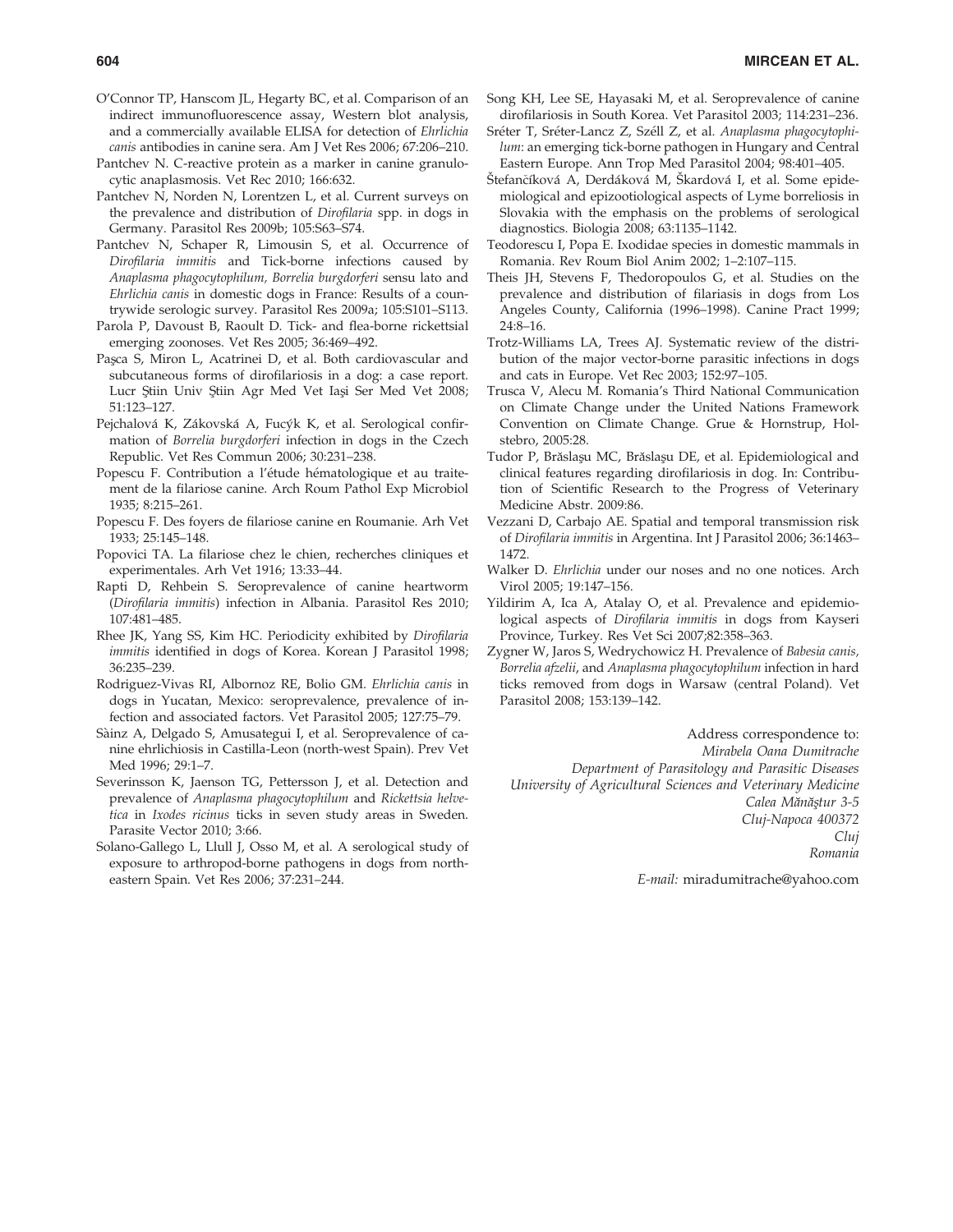O'Connor TP, Hanscom JL, Hegarty BC, et al. Comparison of an indirect immunofluorescence assay, Western blot analysis, and a commercially available ELISA for detection of *Ehrlichia canis* antibodies in canine sera. Am J Vet Res 2006; 67:206–210.

Pantchev N. C-reactive protein as a marker in canine granulocytic anaplasmosis. Vet Rec 2010; 166:632.

Pantchev N, Norden N, Lorentzen L, et al. Current surveys on the prevalence and distribution of *Dirofilaria* spp. in dogs in Germany. Parasitol Res 2009b; 105:S63–S74.

Pantchev N, Schaper R, Limousin S, et al. Occurrence of *Dirofilaria immitis* and Tick-borne infections caused by *Anaplasma phagocytophilum, Borrelia burgdorferi* sensu lato and *Ehrlichia canis* in domestic dogs in France: Results of a countrywide serologic survey. Parasitol Res 2009a; 105:S101–S113.

Parola P, Davoust B, Raoult D. Tick- and flea-borne rickettsial emerging zoonoses. Vet Res 2005; 36:469–492.

Paşca S, Miron L, Acatrinei D, et al. Both cardiovascular and subcutaneous forms of dirofilariosis in a dog: a case report. Lucr Ştiin Univ Ştiin Agr Med Vet Iaşi Ser Med Vet 2008; 51:123–127.

Pejchalová K, Zákovská A, Fucýk K, et al. Serological confirmation of *Borrelia burgdorferi* infection in dogs in the Czech Republic. Vet Res Commun 2006; 30:231–238.

Popescu F. Contribution a l'étude hématologique et au traitement de la filariose canine. Arch Roum Pathol Exp Microbiol 1935; 8:215–261.

Popescu F. Des foyers de filariose canine en Roumanie. Arh Vet 1933; 25:145–148.

Popovici TA. La filariose chez le chien, recherches cliniques et experimentales. Arh Vet 1916; 13:33–44.

Rapti D, Rehbein S. Seroprevalence of canine heartworm (*Dirofilaria immitis*) infection in Albania. Parasitol Res 2010; 107:481–485.

Rhee JK, Yang SS, Kim HC. Periodicity exhibited by *Dirofilaria immitis* identified in dogs of Korea. Korean J Parasitol 1998; 36:235–239.

Rodriguez-Vivas RI, Albornoz RE, Bolio GM. *Ehrlichia canis* in dogs in Yucatan, Mexico: seroprevalence, prevalence of infection and associated factors. Vet Parasitol 2005; 127:75–79.

Sàinz A, Delgado S, Amusategui I, et al. Seroprevalence of canine ehrlichiosis in Castilla-Leon (north-west Spain). Prev Vet Med 1996; 29:1–7.

Severinsson K, Jaenson TG, Pettersson J, et al. Detection and prevalence of *Anaplasma phagocytophilum* and *Rickettsia helvetica* in *Ixodes ricinus* ticks in seven study areas in Sweden. Parasite Vector 2010; 3:66.

Solano-Gallego L, Llull J, Osso M, et al. A serological study of exposure to arthropod-borne pathogens in dogs from northeastern Spain. Vet Res 2006; 37:231–244.

Song KH, Lee SE, Hayasaki M, et al. Seroprevalence of canine dirofilariosis in South Korea. Vet Parasitol 2003; 114:231–236.

Sréter T, Sréter-Lancz Z, Széll Z, et al. *Anaplasma phagocytophilum*: an emerging tick-borne pathogen in Hungary and Central Eastern Europe. Ann Trop Med Parasitol 2004; 98:401–405.

Štefančíková A, Derdáková M, Škardová I, et al. Some epidemiological and epizootiological aspects of Lyme borreliosis in Slovakia with the emphasis on the problems of serological diagnostics. Biologia 2008; 63:1135–1142.

Teodorescu I, Popa E. Ixodidae species in domestic mammals in Romania. Rev Roum Biol Anim 2002; 1–2:107–115.

Theis JH, Stevens F, Thedoropoulos G, et al. Studies on the prevalence and distribution of filariasis in dogs from Los Angeles County, California (1996–1998). Canine Pract 1999; 24:8–16.

Trotz-Williams LA, Trees AJ. Systematic review of the distribution of the major vector-borne parasitic infections in dogs and cats in Europe. Vet Rec 2003; 152:97–105.

Trusca V, Alecu M. Romania's Third National Communication on Climate Change under the United Nations Framework Convention on Climate Change. Grue & Hornstrup, Holstebro, 2005:28.

Tudor P, Brăslaşu MC, Brăslaşu DE, et al. Epidemiological and clinical features regarding dirofilariosis in dog. In: Contribution of Scientific Research to the Progress of Veterinary Medicine Abstr. 2009:86.

Vezzani D, Carbajo AE. Spatial and temporal transmission risk of *Dirofilaria immitis* in Argentina. Int J Parasitol 2006; 36:1463–1472.

Walker D. *Ehrlichia* under our noses and no one notices. Arch Virol 2005; 19:147–156.

Yildirim A, Ica A, Atalay O, et al. Prevalence and epidemiological aspects of *Dirofilaria immitis* in dogs from Kayseri Province, Turkey. Res Vet Sci 2007;82:358–363.

Zygner W, Jaros S, Wedrychowicz H. Prevalence of *Babesia canis, Borrelia afzelii*, and *Anaplasma phagocytophilum* infection in hard ticks removed from dogs in Warsaw (central Poland). Vet Parasitol 2008; 153:139–142.

Address correspondence to:
*Mirabela Oana Dumitrache*
*Department of Parasitology and Parasitic Diseases*
*University of Agricultural Sciences and Veterinary Medicine*
*Calea Mănăştur 3-5*
*Cluj-Napoca 400372*
*Cluj*
*Romania*

*E-mail:* miradumitrache@yahoo.com